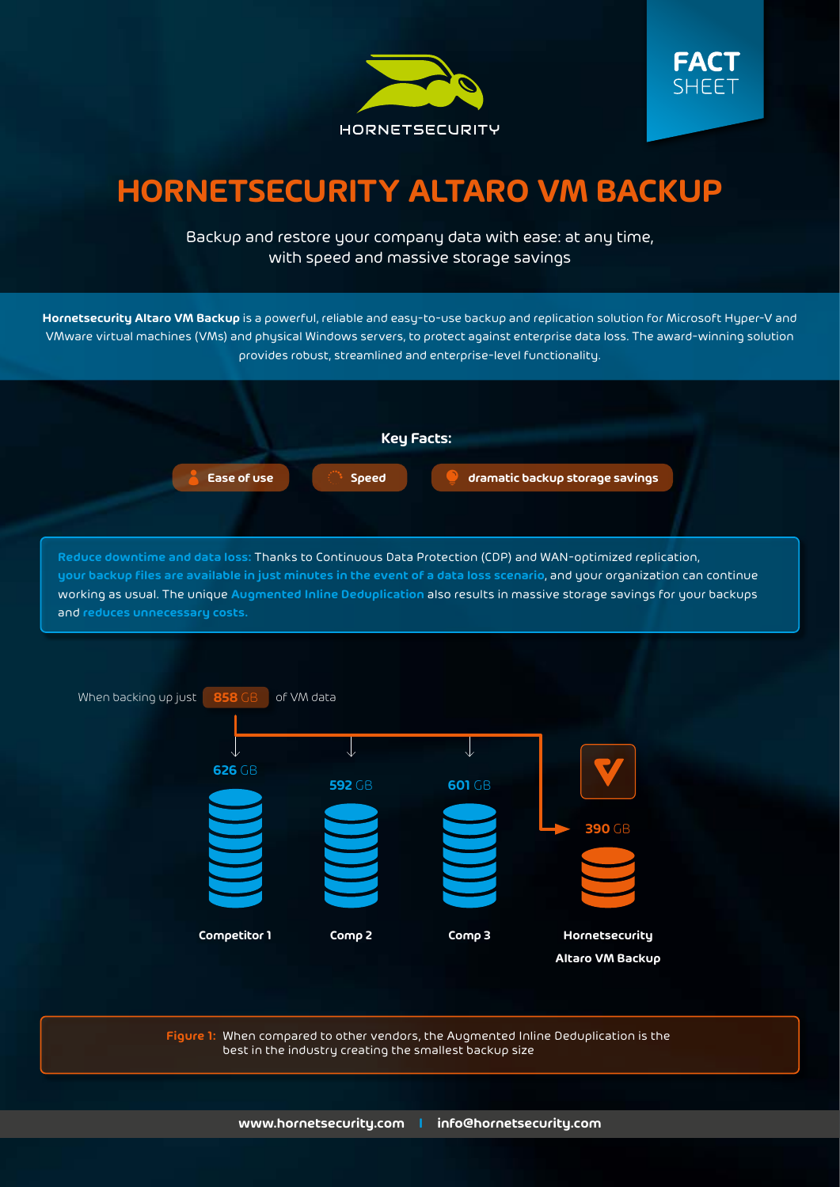HORNETSECURITY

**FACT** SHEET

# HORNETSECURITY ALTARO VM BACKUP

Backup and restore your company data with ease: at any time, with speed and massive storage savings

**Hornetsecurity Altaro VM Backup** is a powerful, reliable and easy-to-use backup and replication solution for Microsoft Hyper-V and VMware virtual machines (VMs) and physical Windows servers, to protect against enterprise data loss. The award-winning solution provides robust, streamlined and enterprise-level functionality.

**Key Facts:**

- Ease of use
- Speed
- dramatic backup storage savings

**Reduce downtime and data loss:** Thanks to Continuous Data Protection (CDP) and WAN-optimized replication, **your backup files are available in just minutes in the event of a data loss scenario**, and your organization can continue working as usual. The unique **Augmented Inline Deduplication** also results in massive storage savings for your backups and **reduces unnecessary costs.**

When backing up just **858** GB of VM data

| Competitor 1 | Comp 2 | Comp 3 | Hornetsecurity Altaro VM Backup |
|---|---|---|---|
| **626** GB | **592** GB | **601** GB | **390** GB |

**Figure 1:** When compared to other vendors, the Augmented Inline Deduplication is the best in the industry creating the smallest backup size

**www.hornetsecurity.com** | **info@hornetsecurity.com**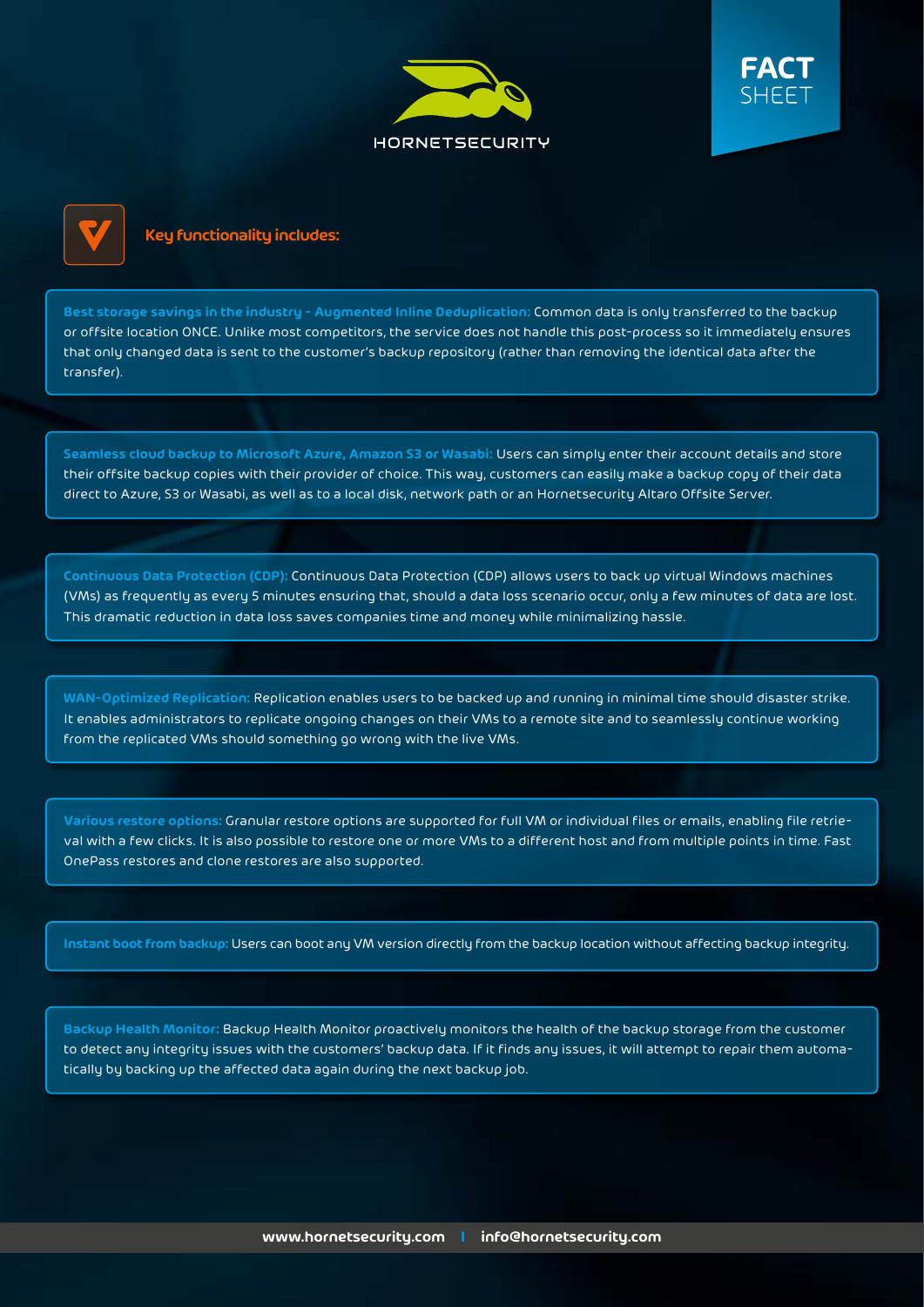HORNETSECURITY

**FACT** SHEET

## Key functionality includes:

**Best storage savings in the industry - Augmented Inline Deduplication:** Common data is only transferred to the backup or offsite location ONCE. Unlike most competitors, the service does not handle this post-process so it immediately ensures that only changed data is sent to the customer's backup repository (rather than removing the identical data after the transfer).

**Seamless cloud backup to Microsoft Azure, Amazon S3 or Wasabi:** Users can simply enter their account details and store their offsite backup copies with their provider of choice. This way, customers can easily make a backup copy of their data direct to Azure, S3 or Wasabi, as well as to a local disk, network path or an Hornetsecurity Altaro Offsite Server.

**Continuous Data Protection (CDP):** Continuous Data Protection (CDP) allows users to back up virtual Windows machines (VMs) as frequently as every 5 minutes ensuring that, should a data loss scenario occur, only a few minutes of data are lost. This dramatic reduction in data loss saves companies time and money while minimalizing hassle.

**WAN-Optimized Replication:** Replication enables users to be backed up and running in minimal time should disaster strike. It enables administrators to replicate ongoing changes on their VMs to a remote site and to seamlessly continue working from the replicated VMs should something go wrong with the live VMs.

**Various restore options:** Granular restore options are supported for full VM or individual files or emails, enabling file retrieval with a few clicks. It is also possible to restore one or more VMs to a different host and from multiple points in time. Fast OnePass restores and clone restores are also supported.

**Instant boot from backup:** Users can boot any VM version directly from the backup location without affecting backup integrity.

**Backup Health Monitor:** Backup Health Monitor proactively monitors the health of the backup storage from the customer to detect any integrity issues with the customers' backup data. If it finds any issues, it will attempt to repair them automatically by backing up the affected data again during the next backup job.

**www.hornetsecurity.com | info@hornetsecurity.com**